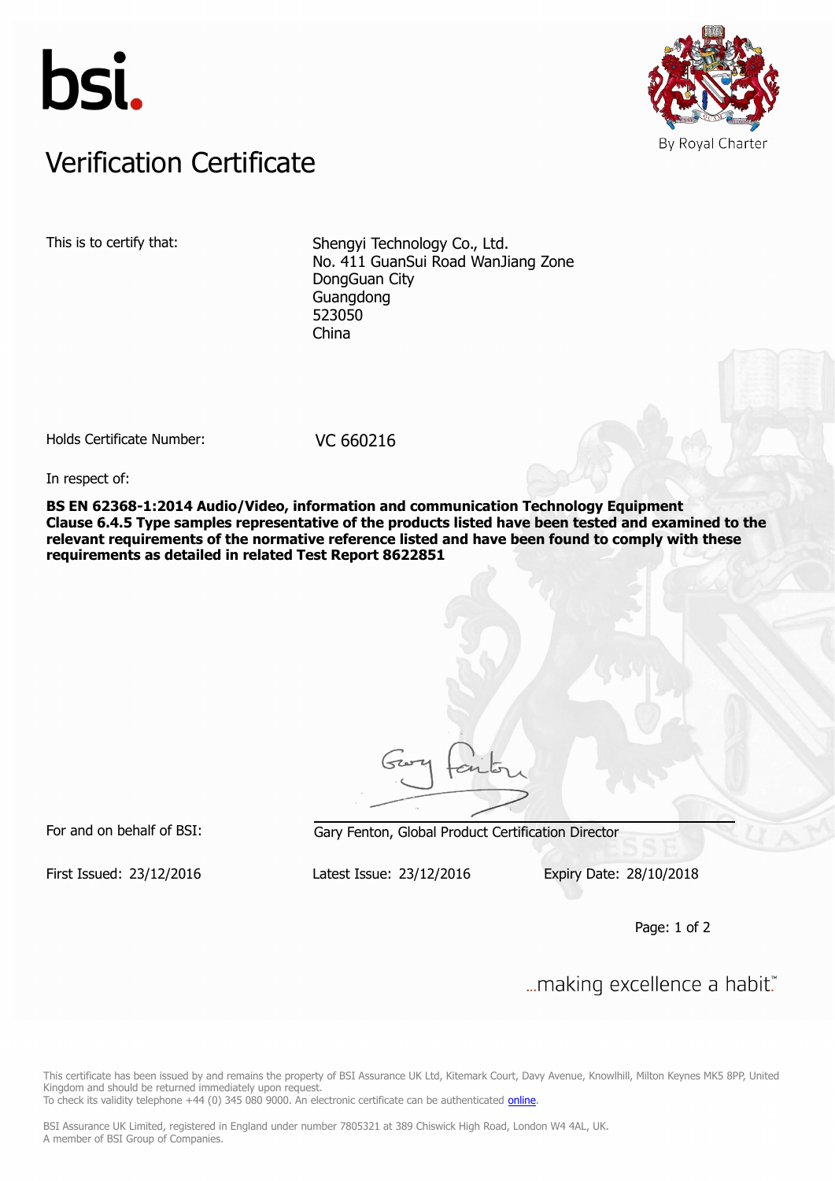bsi.

By Royal Charter

# Verification Certificate

This is to certify that:

Shengyi Technology Co., Ltd.
No. 411 GuanSui Road WanJiang Zone
DongGuan City
Guangdong
523050
China

Holds Certificate Number: VC 660216

In respect of:

**BS EN 62368-1:2014 Audio/Video, information and communication Technology Equipment Clause 6.4.5 Type samples representative of the products listed have been tested and examined to the relevant requirements of the normative reference listed and have been found to comply with these requirements as detailed in related Test Report 8622851**

For and on behalf of BSI: Gary Fenton, Global Product Certification Director

First Issued: 23/12/2016 Latest Issue: 23/12/2016 Expiry Date: 28/10/2018

...making excellence a habit.™

This certificate has been issued by and remains the property of BSI Assurance UK Ltd, Kitemark Court, Davy Avenue, Knowlhill, Milton Keynes MK5 8PP, United Kingdom and should be returned immediately upon request.
To check its validity telephone +44 (0) 345 080 9000. An electronic certificate can be authenticated online.

BSI Assurance UK Limited, registered in England under number 7805321 at 389 Chiswick High Road, London W4 4AL, UK.
A member of BSI Group of Companies.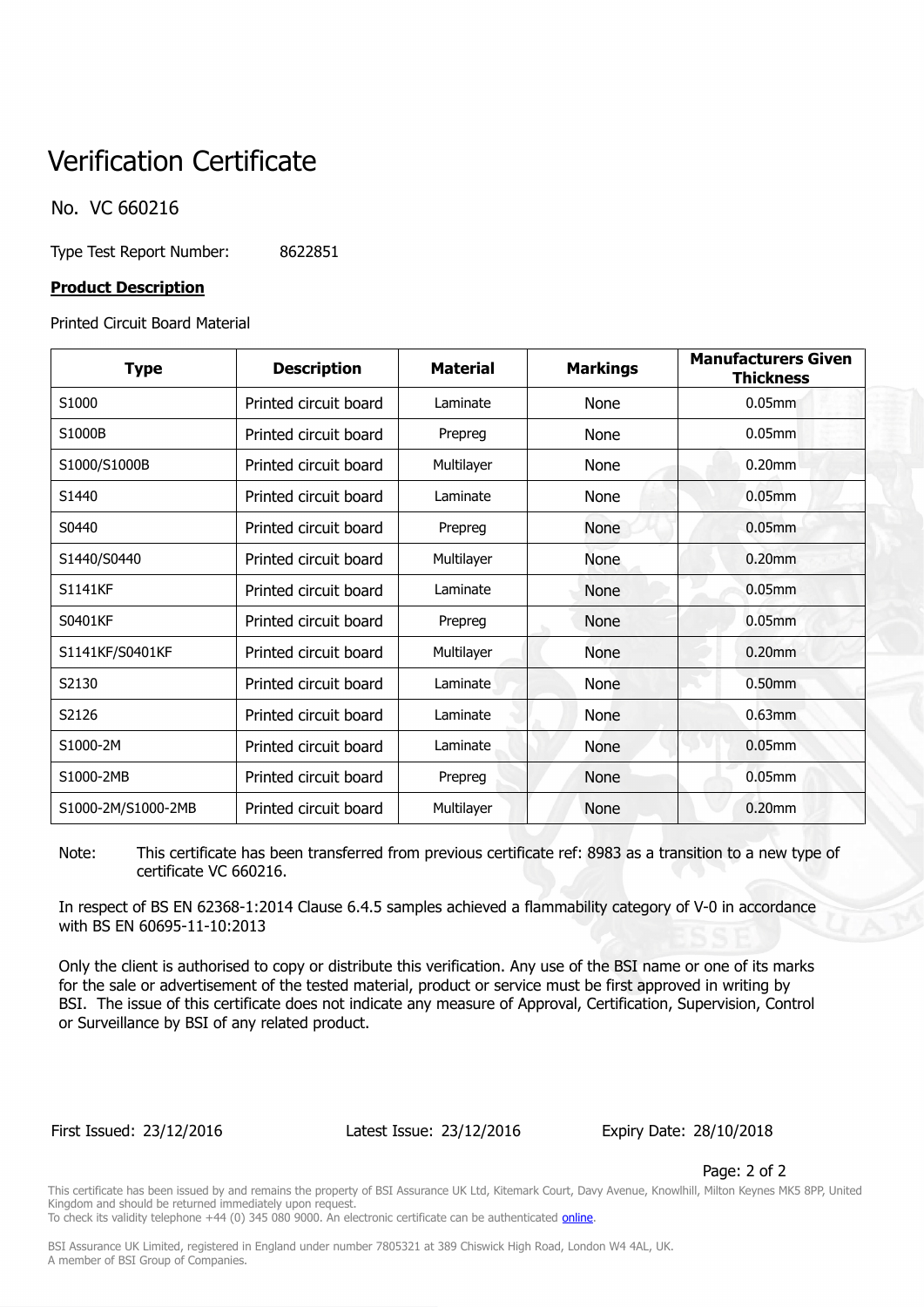# Verification Certificate

No. VC 660216

Type Test Report Number: 8622851

**Product Description**

Printed Circuit Board Material

| Type | Description | Material | Markings | Manufacturers Given Thickness |
|---|---|---|---|---|
| S1000 | Printed circuit board | Laminate | None | 0.05mm |
| S1000B | Printed circuit board | Prepreg | None | 0.05mm |
| S1000/S1000B | Printed circuit board | Multilayer | None | 0.20mm |
| S1440 | Printed circuit board | Laminate | None | 0.05mm |
| S0440 | Printed circuit board | Prepreg | None | 0.05mm |
| S1440/S0440 | Printed circuit board | Multilayer | None | 0.20mm |
| S1141KF | Printed circuit board | Laminate | None | 0.05mm |
| S0401KF | Printed circuit board | Prepreg | None | 0.05mm |
| S1141KF/S0401KF | Printed circuit board | Multilayer | None | 0.20mm |
| S2130 | Printed circuit board | Laminate | None | 0.50mm |
| S2126 | Printed circuit board | Laminate | None | 0.63mm |
| S1000-2M | Printed circuit board | Laminate | None | 0.05mm |
| S1000-2MB | Printed circuit board | Prepreg | None | 0.05mm |
| S1000-2M/S1000-2MB | Printed circuit board | Multilayer | None | 0.20mm |

Note: This certificate has been transferred from previous certificate ref: 8983 as a transition to a new type of certificate VC 660216.

In respect of BS EN 62368-1:2014 Clause 6.4.5 samples achieved a flammability category of V-0 in accordance with BS EN 60695-11-10:2013

Only the client is authorised to copy or distribute this verification. Any use of the BSI name or one of its marks for the sale or advertisement of the tested material, product or service must be first approved in writing by BSI. The issue of this certificate does not indicate any measure of Approval, Certification, Supervision, Control or Surveillance by BSI of any related product.

First Issued: 23/12/2016 Latest Issue: 23/12/2016 Expiry Date: 28/10/2018

This certificate has been issued by and remains the property of BSI Assurance UK Ltd, Kitemark Court, Davy Avenue, Knowlhill, Milton Keynes MK5 8PP, United Kingdom and should be returned immediately upon request.
To check its validity telephone +44 (0) 345 080 9000. An electronic certificate can be authenticated online.

BSI Assurance UK Limited, registered in England under number 7805321 at 389 Chiswick High Road, London W4 4AL, UK.
A member of BSI Group of Companies.